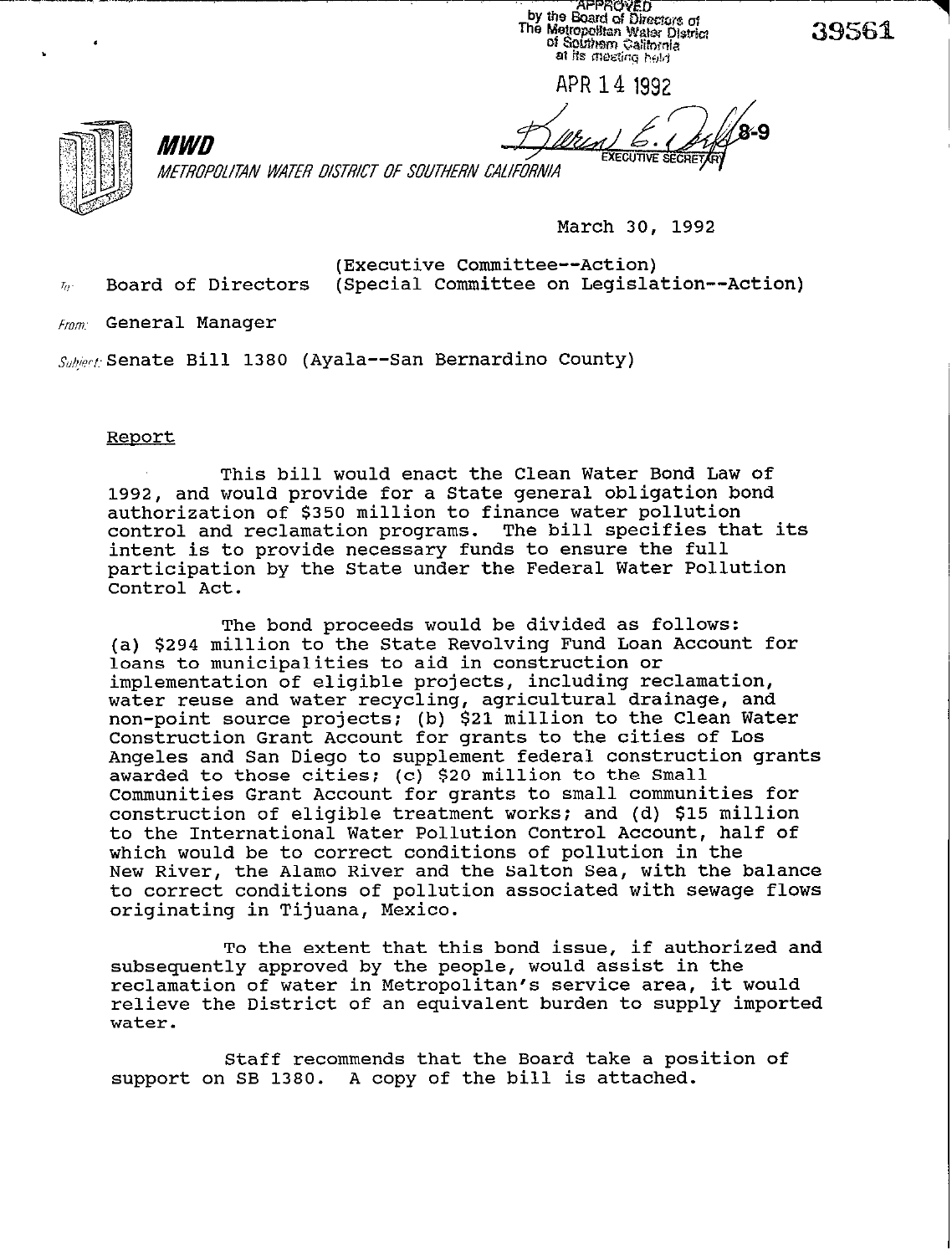APPROVED
by the Board of Directors of
The Metropolitan Water District
of Southern California
at its meeting held

APR 14 1992

EXECUTIVE SECRETARY

8-9

39561

**MWD**

*METROPOLITAN WATER DISTRICT OF SOUTHERN CALIFORNIA*

March 30, 1992

To: Board of Directors (Executive Committee--Action)
(Special Committee on Legislation--Action)

From: General Manager

Subject: Senate Bill 1380 (Ayala--San Bernardino County)

Report

This bill would enact the Clean Water Bond Law of 1992, and would provide for a State general obligation bond authorization of $350 million to finance water pollution control and reclamation programs. The bill specifies that its intent is to provide necessary funds to ensure the full participation by the State under the Federal Water Pollution Control Act.

The bond proceeds would be divided as follows: (a) $294 million to the State Revolving Fund Loan Account for loans to municipalities to aid in construction or implementation of eligible projects, including reclamation, water reuse and water recycling, agricultural drainage, and non-point source projects; (b) $21 million to the Clean Water Construction Grant Account for grants to the cities of Los Angeles and San Diego to supplement federal construction grants awarded to those cities; (c) $20 million to the Small Communities Grant Account for grants to small communities for construction of eligible treatment works; and (d) $15 million to the International Water Pollution Control Account, half of which would be to correct conditions of pollution in the New River, the Alamo River and the Salton Sea, with the balance to correct conditions of pollution associated with sewage flows originating in Tijuana, Mexico.

To the extent that this bond issue, if authorized and subsequently approved by the people, would assist in the reclamation of water in Metropolitan's service area, it would relieve the District of an equivalent burden to supply imported water.

Staff recommends that the Board take a position of support on SB 1380. A copy of the bill is attached.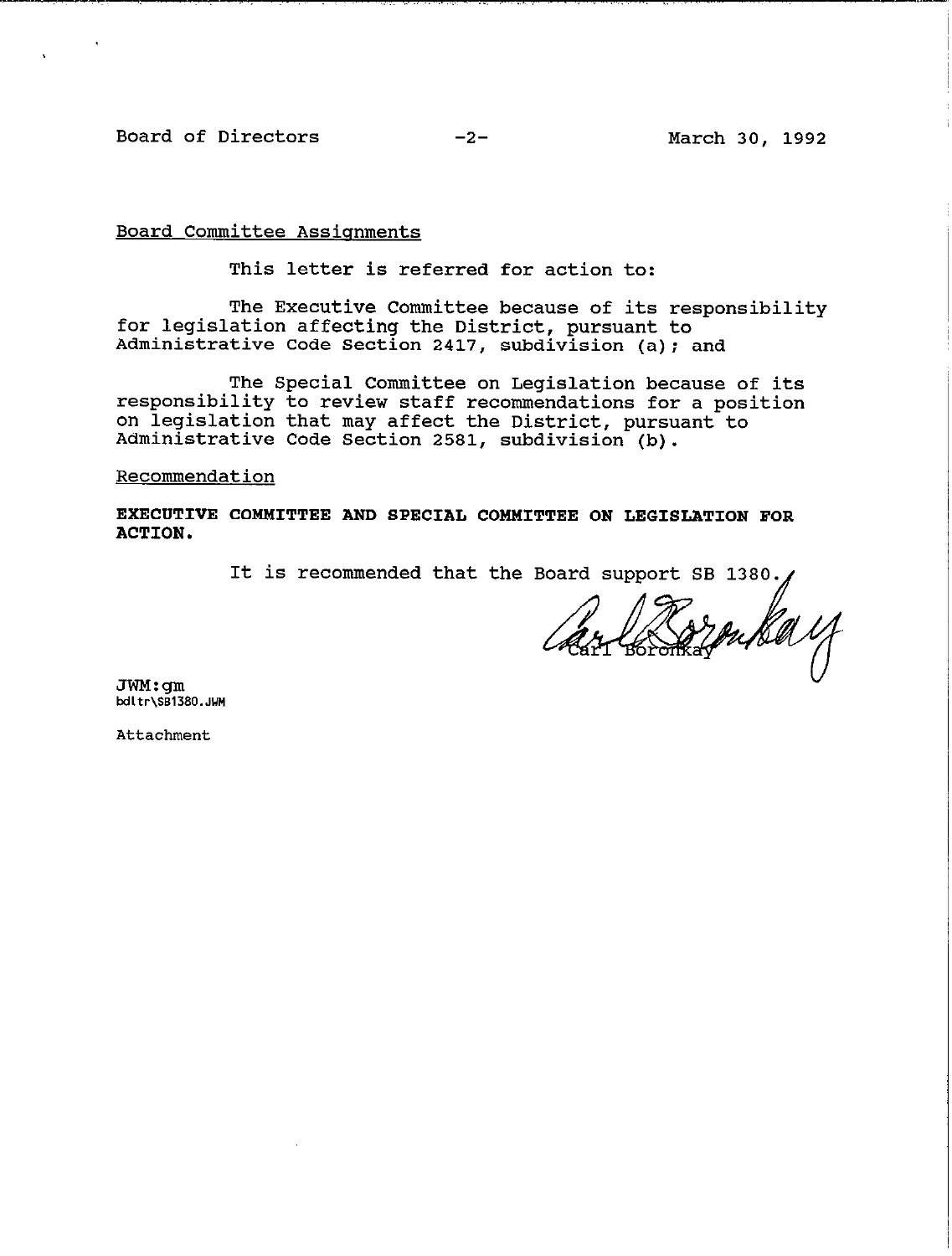Board Committee Assignments

This letter is referred for action to:

The Executive Committee because of its responsibility for legislation affecting the District, pursuant to Administrative Code Section 2417, subdivision (a); and

The Special Committee on Legislation because of its responsibility to review staff recommendations for a position on legislation that may affect the District, pursuant to Administrative Code Section 2581, subdivision (b).

Recommendation

**EXECUTIVE COMMITTEE AND SPECIAL COMMITTEE ON LEGISLATION FOR ACTION.**

It is recommended that the Board support SB 1380.

Carl Boronkay

JWM:gm
bdltr\SB1380.JWM

Attachment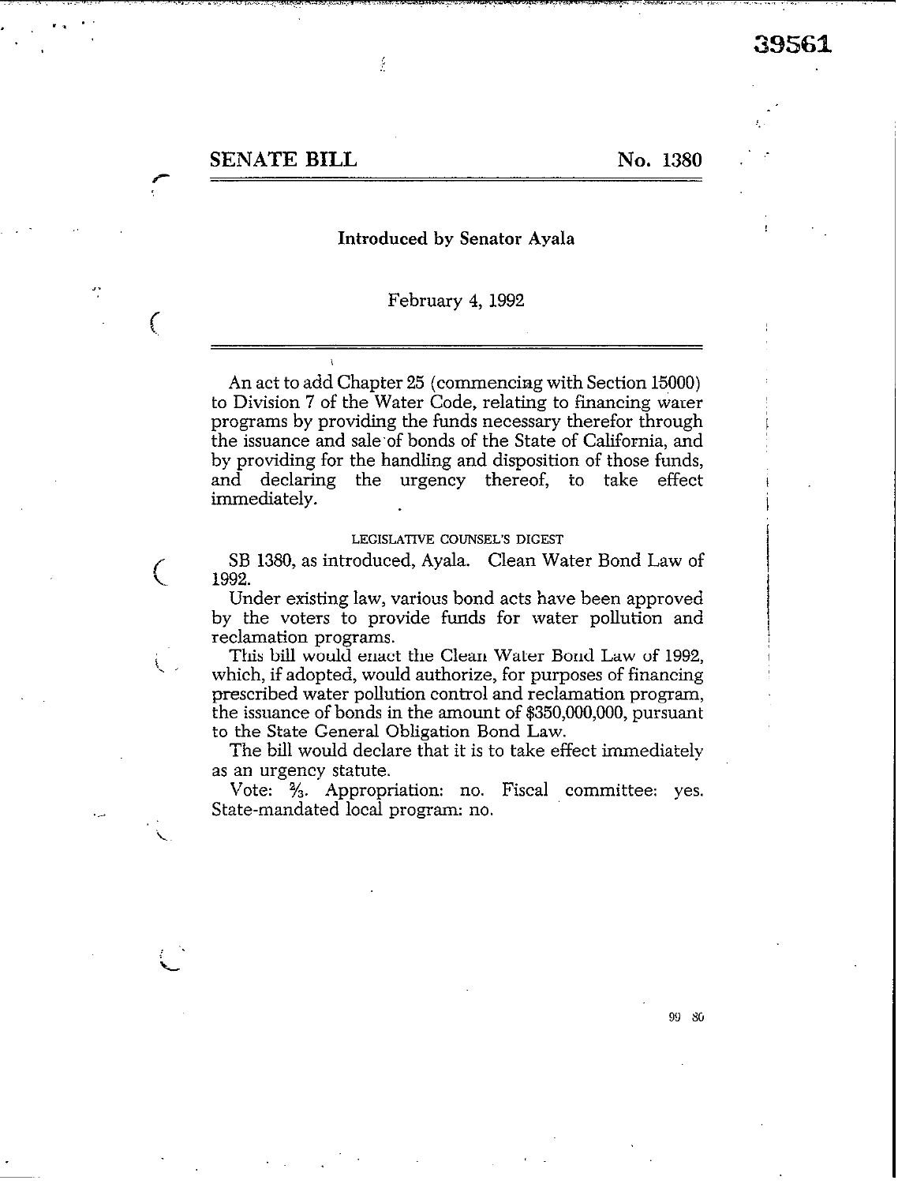39561

## SENATE BILL No. 1380

**Introduced by Senator Ayala**

February 4, 1992

---

An act to add Chapter 25 (commencing with Section 15000) to Division 7 of the Water Code, relating to financing water programs by providing the funds necessary therefor through the issuance and sale of bonds of the State of California, and by providing for the handling and disposition of those funds, and declaring the urgency thereof, to take effect immediately.

LEGISLATIVE COUNSEL'S DIGEST

SB 1380, as introduced, Ayala. Clean Water Bond Law of 1992.

Under existing law, various bond acts have been approved by the voters to provide funds for water pollution and reclamation programs.

This bill would enact the Clean Water Bond Law of 1992, which, if adopted, would authorize, for purposes of financing prescribed water pollution control and reclamation program, the issuance of bonds in the amount of $350,000,000, pursuant to the State General Obligation Bond Law.

The bill would declare that it is to take effect immediately as an urgency statute.

Vote: ⅔. Appropriation: no. Fiscal committee: yes. State-mandated local program: no.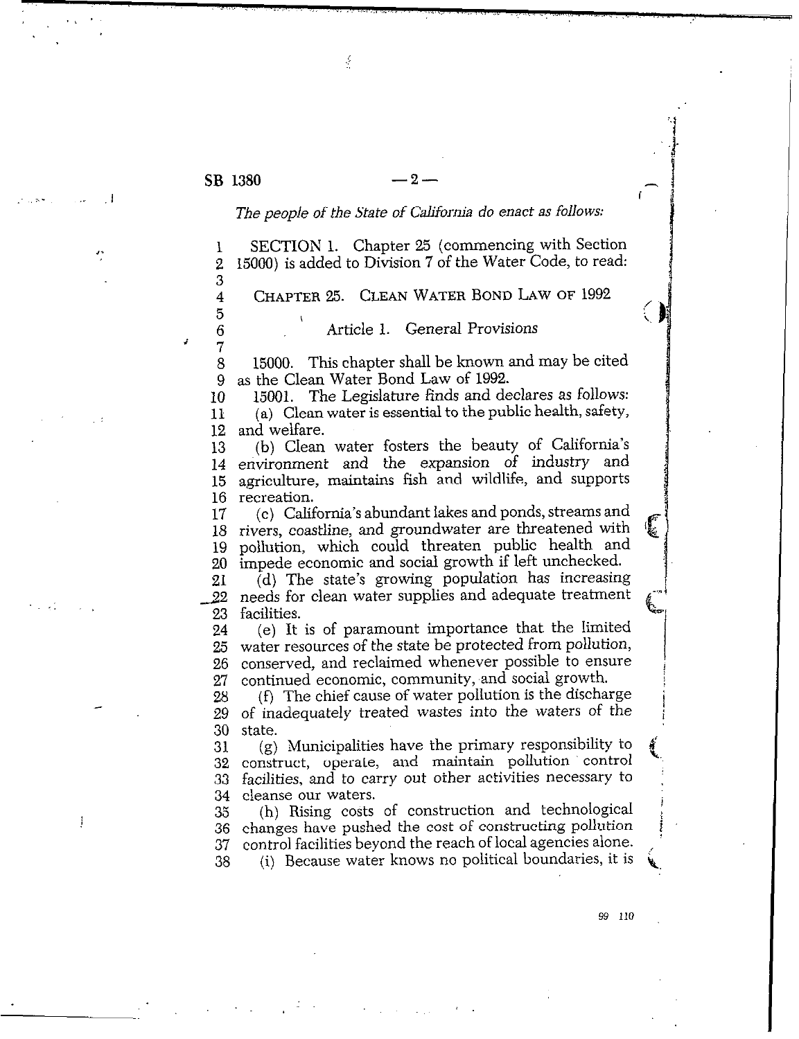*The people of the State of California do enact as follows:*

SECTION 1. Chapter 25 (commencing with Section 15000) is added to Division 7 of the Water Code, to read:

## CHAPTER 25. CLEAN WATER BOND LAW OF 1992

### Article 1. General Provisions

15000. This chapter shall be known and may be cited as the Clean Water Bond Law of 1992.

15001. The Legislature finds and declares as follows:

(a) Clean water is essential to the public health, safety, and welfare.

(b) Clean water fosters the beauty of California's environment and the expansion of industry and agriculture, maintains fish and wildlife, and supports recreation.

(c) California's abundant lakes and ponds, streams and rivers, coastline, and groundwater are threatened with pollution, which could threaten public health and impede economic and social growth if left unchecked.

(d) The state's growing population has increasing needs for clean water supplies and adequate treatment facilities.

(e) It is of paramount importance that the limited water resources of the state be protected from pollution, conserved, and reclaimed whenever possible to ensure continued economic, community, and social growth.

(f) The chief cause of water pollution is the discharge of inadequately treated wastes into the waters of the state.

(g) Municipalities have the primary responsibility to construct, operate, and maintain pollution control facilities, and to carry out other activities necessary to cleanse our waters.

(h) Rising costs of construction and technological changes have pushed the cost of constructing pollution control facilities beyond the reach of local agencies alone.

(i) Because water knows no political boundaries, it is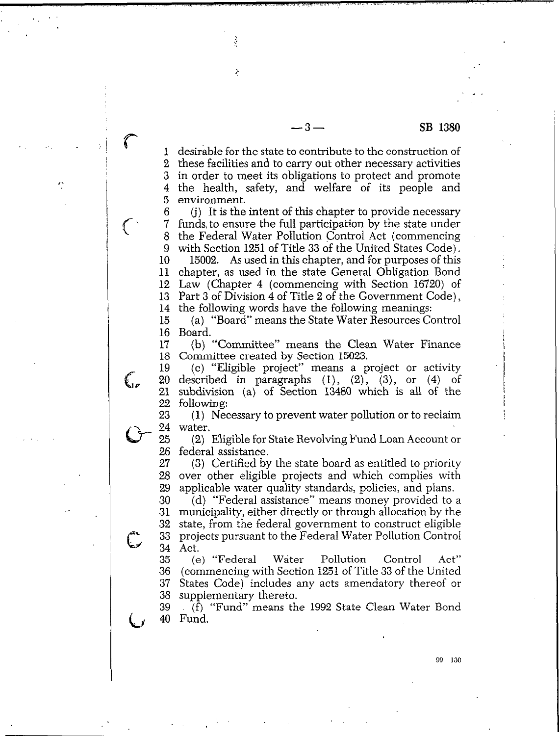desirable for the state to contribute to the construction of these facilities and to carry out other necessary activities in order to meet its obligations to protect and promote the health, safety, and welfare of its people and environment.

(j) It is the intent of this chapter to provide necessary funds to ensure the full participation by the state under the Federal Water Pollution Control Act (commencing with Section 1251 of Title 33 of the United States Code).

15002. As used in this chapter, and for purposes of this chapter, as used in the state General Obligation Bond Law (Chapter 4 (commencing with Section 16720) of Part 3 of Division 4 of Title 2 of the Government Code), the following words have the following meanings:

(a) "Board" means the State Water Resources Control Board.

(b) "Committee" means the Clean Water Finance Committee created by Section 15023.

(c) "Eligible project" means a project or activity described in paragraphs (1), (2), (3), or (4) of subdivision (a) of Section 13480 which is all of the following:

(1) Necessary to prevent water pollution or to reclaim water.

(2) Eligible for State Revolving Fund Loan Account or federal assistance.

(3) Certified by the state board as entitled to priority over other eligible projects and which complies with applicable water quality standards, policies, and plans.

(d) "Federal assistance" means money provided to a municipality, either directly or through allocation by the state, from the federal government to construct eligible projects pursuant to the Federal Water Pollution Control Act.

(e) "Federal Water Pollution Control Act" (commencing with Section 1251 of Title 33 of the United States Code) includes any acts amendatory thereof or supplementary thereto.

(f) "Fund" means the 1992 State Clean Water Bond Fund.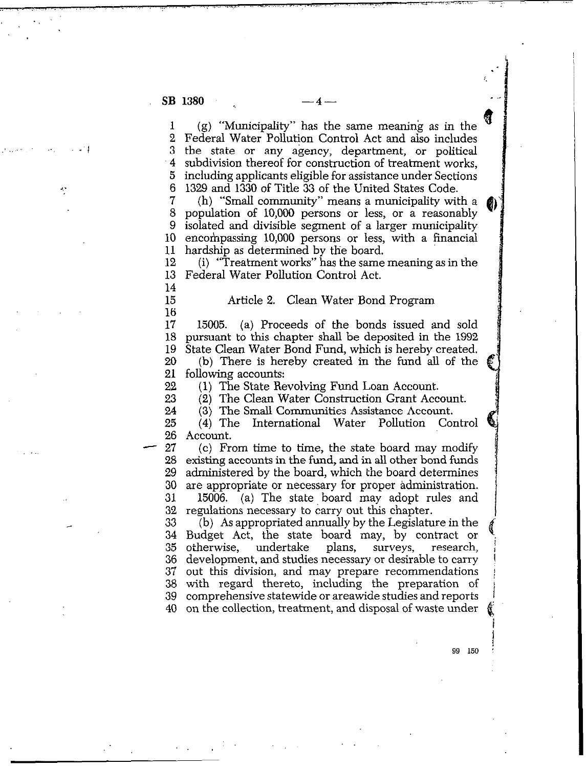(g) "Municipality" has the same meaning as in the Federal Water Pollution Control Act and also includes the state or any agency, department, or political subdivision thereof for construction of treatment works, including applicants eligible for assistance under Sections 1329 and 1330 of Title 33 of the United States Code.

(h) "Small community" means a municipality with a population of 10,000 persons or less, or a reasonably isolated and divisible segment of a larger municipality encompassing 10,000 persons or less, with a financial hardship as determined by the board.

(i) "Treatment works" has the same meaning as in the Federal Water Pollution Control Act.

## Article 2. Clean Water Bond Program

15005. (a) Proceeds of the bonds issued and sold pursuant to this chapter shall be deposited in the 1992 State Clean Water Bond Fund, which is hereby created.

(b) There is hereby created in the fund all of the following accounts:

(1) The State Revolving Fund Loan Account.

(2) The Clean Water Construction Grant Account.

(3) The Small Communities Assistance Account.

(4) The International Water Pollution Control Account.

(c) From time to time, the state board may modify existing accounts in the fund, and in all other bond funds administered by the board, which the board determines are appropriate or necessary for proper administration.

15006. (a) The state board may adopt rules and regulations necessary to carry out this chapter.

(b) As appropriated annually by the Legislature in the Budget Act, the state board may, by contract or otherwise, undertake plans, surveys, research, development, and studies necessary or desirable to carry out this division, and may prepare recommendations with regard thereto, including the preparation of comprehensive statewide or areawide studies and reports on the collection, treatment, and disposal of waste under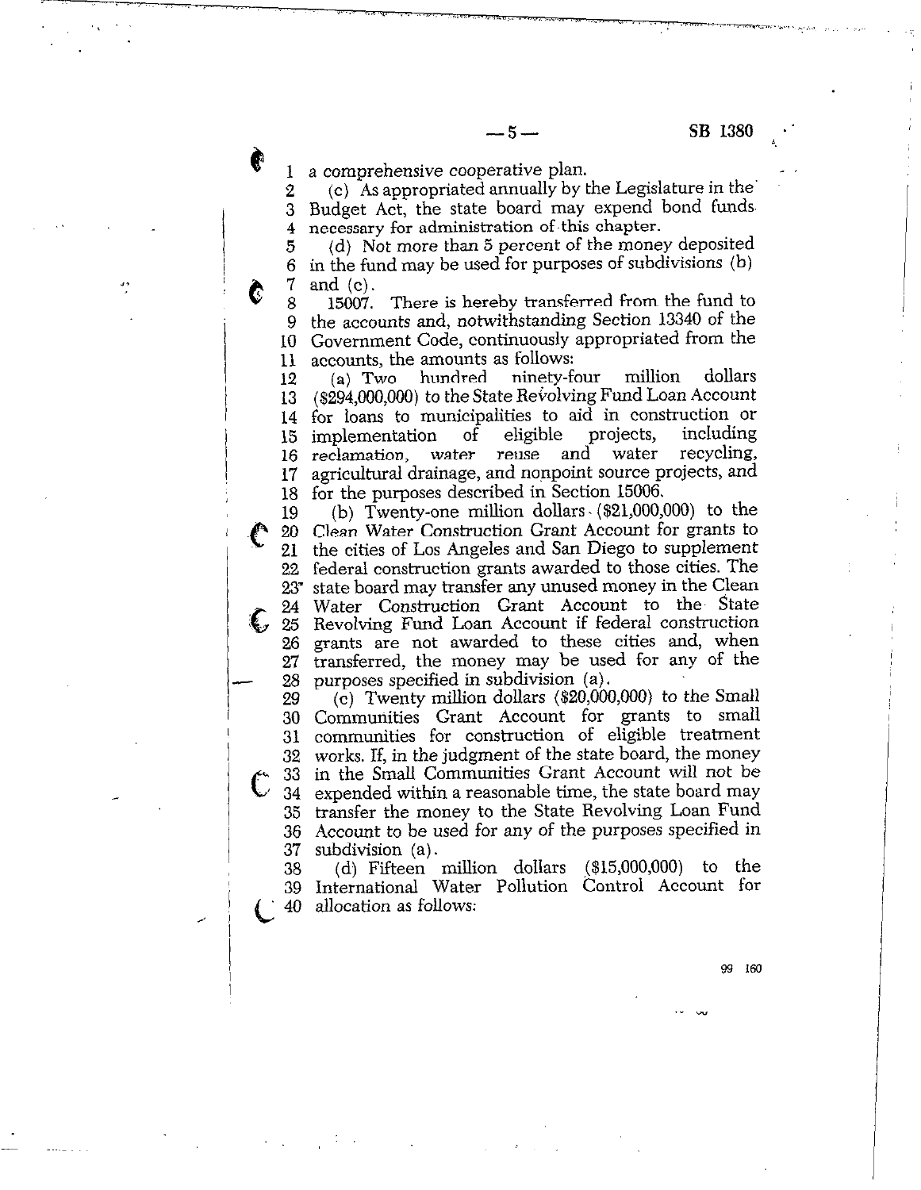a comprehensive cooperative plan.

(c) As appropriated annually by the Legislature in the Budget Act, the state board may expend bond funds necessary for administration of this chapter.

(d) Not more than 5 percent of the money deposited in the fund may be used for purposes of subdivisions (b) and (c).

15007. There is hereby transferred from the fund to the accounts and, notwithstanding Section 13340 of the Government Code, continuously appropriated from the accounts, the amounts as follows:

(a) Two hundred ninety-four million dollars ($294,000,000) to the State Revolving Fund Loan Account for loans to municipalities to aid in construction or implementation of eligible projects, including reclamation, water reuse and water recycling, agricultural drainage, and nonpoint source projects, and for the purposes described in Section 15006.

(b) Twenty-one million dollars ($21,000,000) to the Clean Water Construction Grant Account for grants to the cities of Los Angeles and San Diego to supplement federal construction grants awarded to those cities. The state board may transfer any unused money in the Clean Water Construction Grant Account to the State Revolving Fund Loan Account if federal construction grants are not awarded to these cities and, when transferred, the money may be used for any of the purposes specified in subdivision (a).

(c) Twenty million dollars ($20,000,000) to the Small Communities Grant Account for grants to small communities for construction of eligible treatment works. If, in the judgment of the state board, the money in the Small Communities Grant Account will not be expended within a reasonable time, the state board may transfer the money to the State Revolving Loan Fund Account to be used for any of the purposes specified in subdivision (a).

(d) Fifteen million dollars ($15,000,000) to the International Water Pollution Control Account for allocation as follows: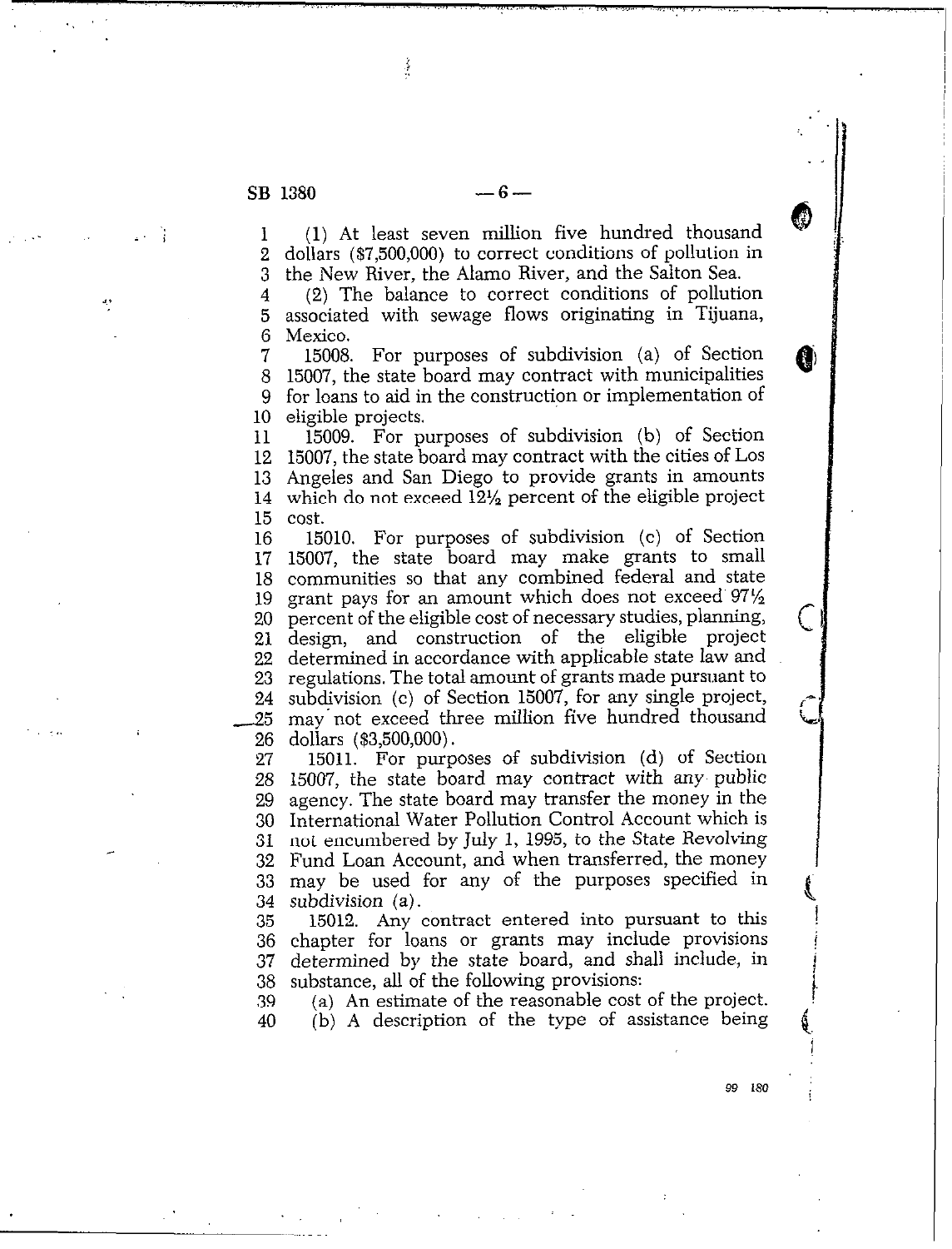(1) At least seven million five hundred thousand dollars ($7,500,000) to correct conditions of pollution in the New River, the Alamo River, and the Salton Sea.

(2) The balance to correct conditions of pollution associated with sewage flows originating in Tijuana, Mexico.

15008. For purposes of subdivision (a) of Section 15007, the state board may contract with municipalities for loans to aid in the construction or implementation of eligible projects.

15009. For purposes of subdivision (b) of Section 15007, the state board may contract with the cities of Los Angeles and San Diego to provide grants in amounts which do not exceed 12½ percent of the eligible project cost.

15010. For purposes of subdivision (c) of Section 15007, the state board may make grants to small communities so that any combined federal and state grant pays for an amount which does not exceed 97½ percent of the eligible cost of necessary studies, planning, design, and construction of the eligible project determined in accordance with applicable state law and regulations. The total amount of grants made pursuant to subdivision (c) of Section 15007, for any single project, may not exceed three million five hundred thousand dollars ($3,500,000).

15011. For purposes of subdivision (d) of Section 15007, the state board may contract with any public agency. The state board may transfer the money in the International Water Pollution Control Account which is not encumbered by July 1, 1995, to the State Revolving Fund Loan Account, and when transferred, the money may be used for any of the purposes specified in subdivision (a).

15012. Any contract entered into pursuant to this chapter for loans or grants may include provisions determined by the state board, and shall include, in substance, all of the following provisions:

(a) An estimate of the reasonable cost of the project.

(b) A description of the type of assistance being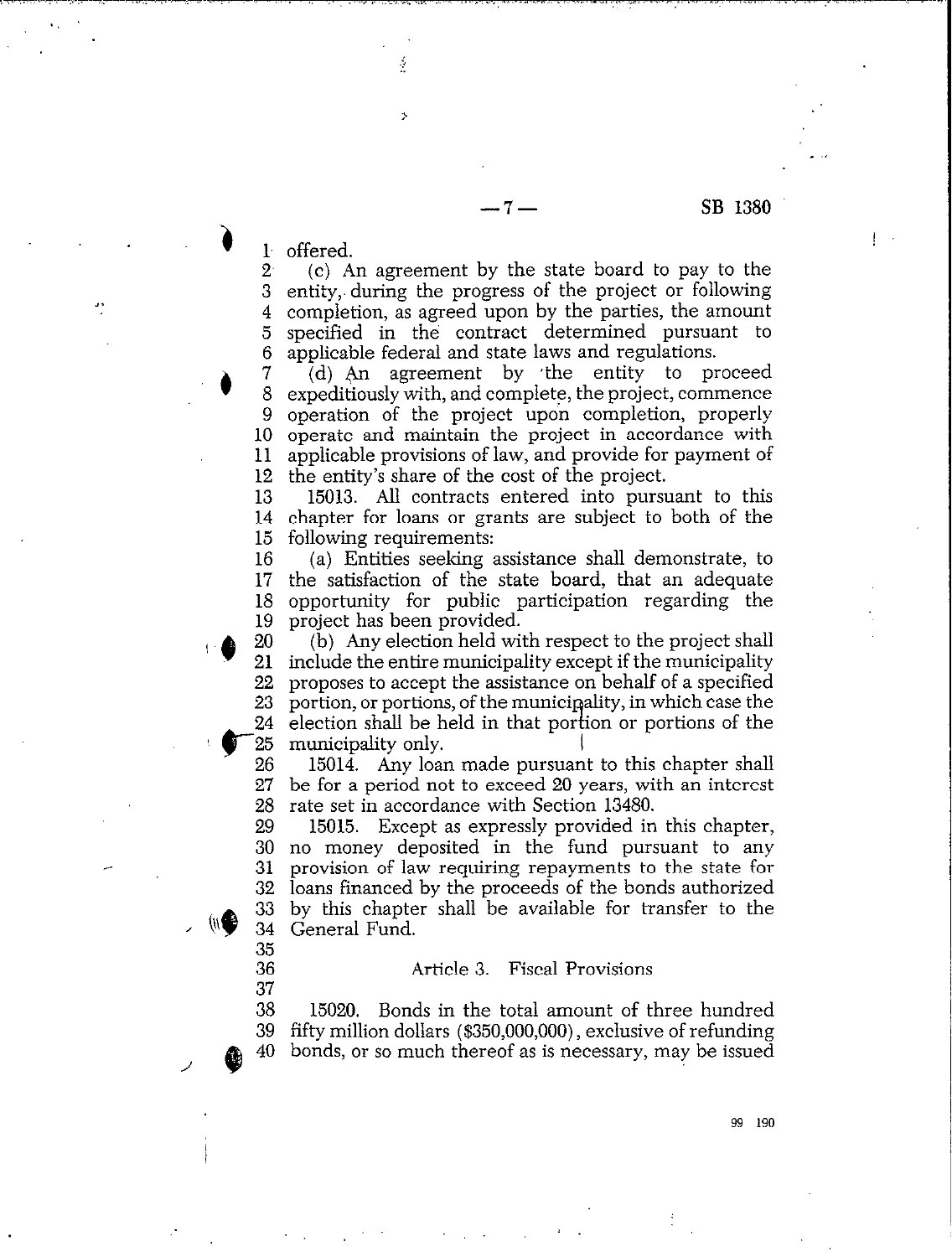offered.

(c) An agreement by the state board to pay to the entity, during the progress of the project or following completion, as agreed upon by the parties, the amount specified in the contract determined pursuant to applicable federal and state laws and regulations.

(d) An agreement by the entity to proceed expeditiously with, and complete, the project, commence operation of the project upon completion, properly operate and maintain the project in accordance with applicable provisions of law, and provide for payment of the entity's share of the cost of the project.

15013. All contracts entered into pursuant to this chapter for loans or grants are subject to both of the following requirements:

(a) Entities seeking assistance shall demonstrate, to the satisfaction of the state board, that an adequate opportunity for public participation regarding the project has been provided.

(b) Any election held with respect to the project shall include the entire municipality except if the municipality proposes to accept the assistance on behalf of a specified portion, or portions, of the municipality, in which case the election shall be held in that portion or portions of the municipality only.

15014. Any loan made pursuant to this chapter shall be for a period not to exceed 20 years, with an interest rate set in accordance with Section 13480.

15015. Except as expressly provided in this chapter, no money deposited in the fund pursuant to any provision of law requiring repayments to the state for loans financed by the proceeds of the bonds authorized by this chapter shall be available for transfer to the General Fund.

### Article 3. Fiscal Provisions

15020. Bonds in the total amount of three hundred fifty million dollars ($350,000,000), exclusive of refunding bonds, or so much thereof as is necessary, may be issued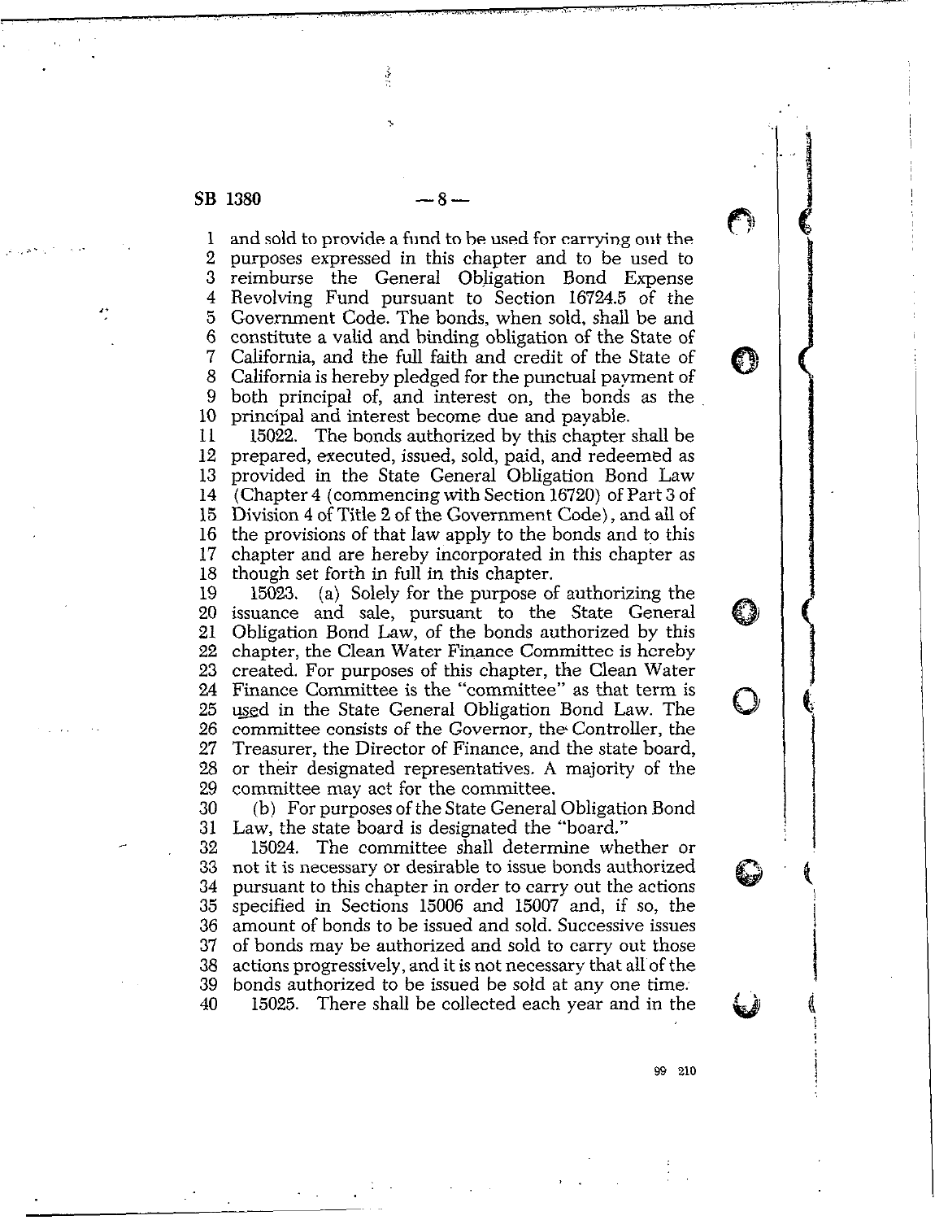and sold to provide a fund to be used for carrying out the purposes expressed in this chapter and to be used to reimburse the General Obligation Bond Expense Revolving Fund pursuant to Section 16724.5 of the Government Code. The bonds, when sold, shall be and constitute a valid and binding obligation of the State of California, and the full faith and credit of the State of California is hereby pledged for the punctual payment of both principal of, and interest on, the bonds as the principal and interest become due and payable.

15022. The bonds authorized by this chapter shall be prepared, executed, issued, sold, paid, and redeemed as provided in the State General Obligation Bond Law (Chapter 4 (commencing with Section 16720) of Part 3 of Division 4 of Title 2 of the Government Code), and all of the provisions of that law apply to the bonds and to this chapter and are hereby incorporated in this chapter as though set forth in full in this chapter.

15023. (a) Solely for the purpose of authorizing the issuance and sale, pursuant to the State General Obligation Bond Law, of the bonds authorized by this chapter, the Clean Water Finance Committee is hereby created. For purposes of this chapter, the Clean Water Finance Committee is the "committee" as that term is used in the State General Obligation Bond Law. The committee consists of the Governor, the Controller, the Treasurer, the Director of Finance, and the state board, or their designated representatives. A majority of the committee may act for the committee.

(b) For purposes of the State General Obligation Bond Law, the state board is designated the "board."

15024. The committee shall determine whether or not it is necessary or desirable to issue bonds authorized pursuant to this chapter in order to carry out the actions specified in Sections 15006 and 15007 and, if so, the amount of bonds to be issued and sold. Successive issues of bonds may be authorized and sold to carry out those actions progressively, and it is not necessary that all of the bonds authorized to be issued be sold at any one time.

15025. There shall be collected each year and in the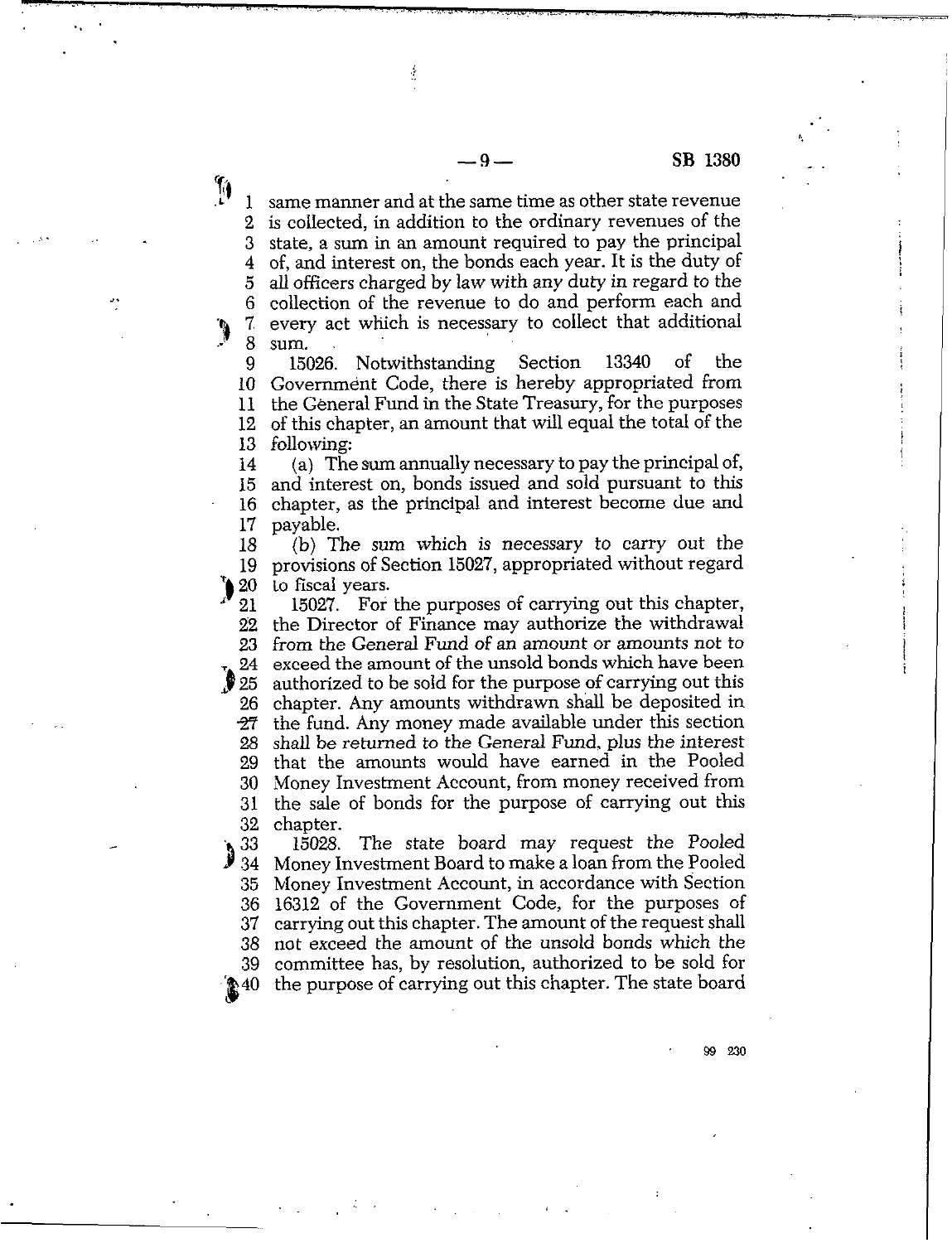same manner and at the same time as other state revenue is collected, in addition to the ordinary revenues of the state, a sum in an amount required to pay the principal of, and interest on, the bonds each year. It is the duty of all officers charged by law with any duty in regard to the collection of the revenue to do and perform each and every act which is necessary to collect that additional sum.

15026. Notwithstanding Section 13340 of the Government Code, there is hereby appropriated from the General Fund in the State Treasury, for the purposes of this chapter, an amount that will equal the total of the following:

(a) The sum annually necessary to pay the principal of, and interest on, bonds issued and sold pursuant to this chapter, as the principal and interest become due and payable.

(b) The sum which is necessary to carry out the provisions of Section 15027, appropriated without regard to fiscal years.

15027. For the purposes of carrying out this chapter, the Director of Finance may authorize the withdrawal from the General Fund of an amount or amounts not to exceed the amount of the unsold bonds which have been authorized to be sold for the purpose of carrying out this chapter. Any amounts withdrawn shall be deposited in the fund. Any money made available under this section shall be returned to the General Fund, plus the interest that the amounts would have earned in the Pooled Money Investment Account, from money received from the sale of bonds for the purpose of carrying out this chapter.

15028. The state board may request the Pooled Money Investment Board to make a loan from the Pooled Money Investment Account, in accordance with Section 16312 of the Government Code, for the purposes of carrying out this chapter. The amount of the request shall not exceed the amount of the unsold bonds which the committee has, by resolution, authorized to be sold for the purpose of carrying out this chapter. The state board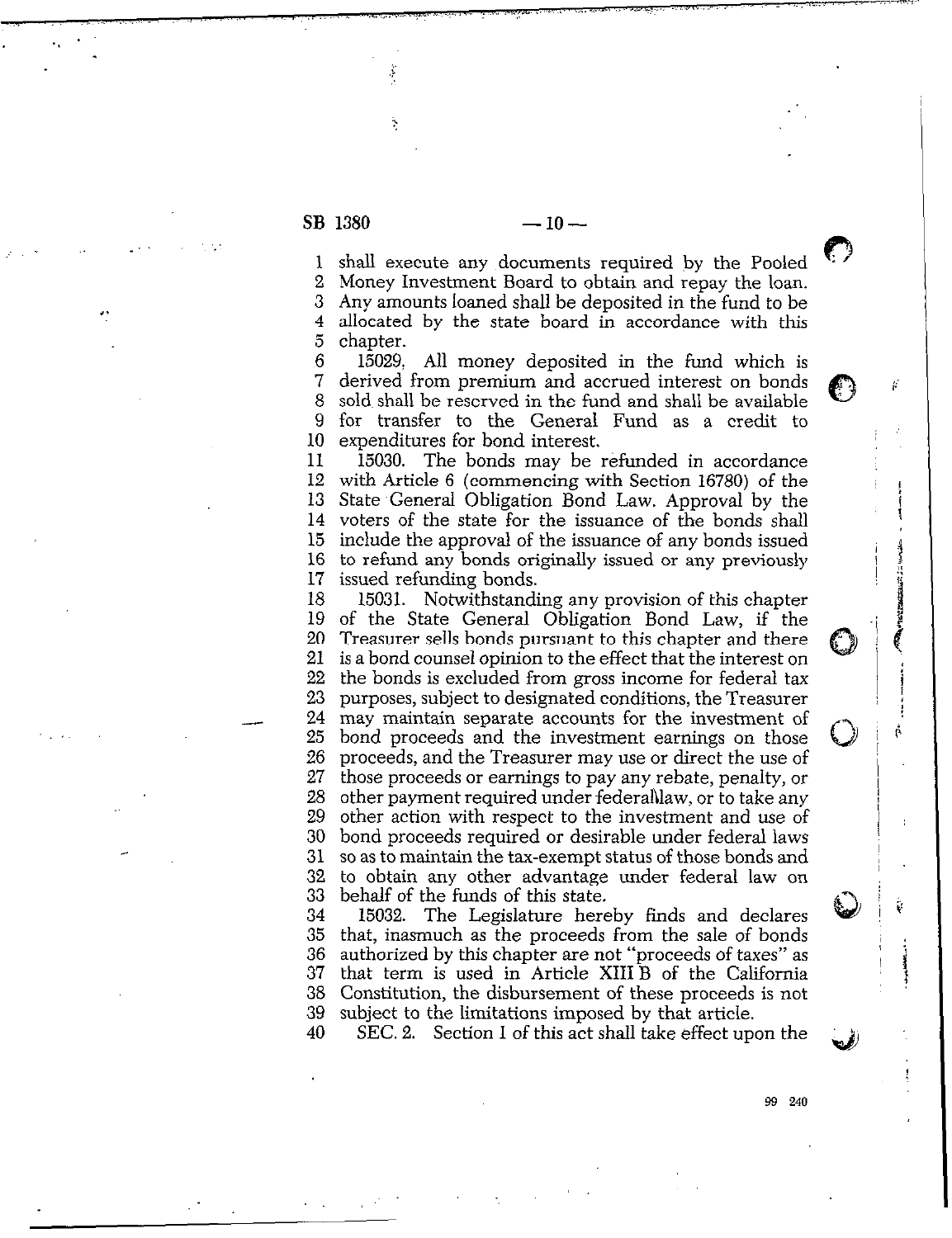shall execute any documents required by the Pooled Money Investment Board to obtain and repay the loan. Any amounts loaned shall be deposited in the fund to be allocated by the state board in accordance with this chapter.

15029. All money deposited in the fund which is derived from premium and accrued interest on bonds sold shall be reserved in the fund and shall be available for transfer to the General Fund as a credit to expenditures for bond interest.

15030. The bonds may be refunded in accordance with Article 6 (commencing with Section 16780) of the State General Obligation Bond Law. Approval by the voters of the state for the issuance of the bonds shall include the approval of the issuance of any bonds issued to refund any bonds originally issued or any previously issued refunding bonds.

15031. Notwithstanding any provision of this chapter of the State General Obligation Bond Law, if the Treasurer sells bonds pursuant to this chapter and there is a bond counsel opinion to the effect that the interest on the bonds is excluded from gross income for federal tax purposes, subject to designated conditions, the Treasurer may maintain separate accounts for the investment of bond proceeds and the investment earnings on those proceeds, and the Treasurer may use or direct the use of those proceeds or earnings to pay any rebate, penalty, or other payment required under federal law, or to take any other action with respect to the investment and use of bond proceeds required or desirable under federal laws so as to maintain the tax-exempt status of those bonds and to obtain any other advantage under federal law on behalf of the funds of this state.

15032. The Legislature hereby finds and declares that, inasmuch as the proceeds from the sale of bonds authorized by this chapter are not "proceeds of taxes" as that term is used in Article XIII B of the California Constitution, the disbursement of these proceeds is not subject to the limitations imposed by that article.

SEC. 2. Section 1 of this act shall take effect upon the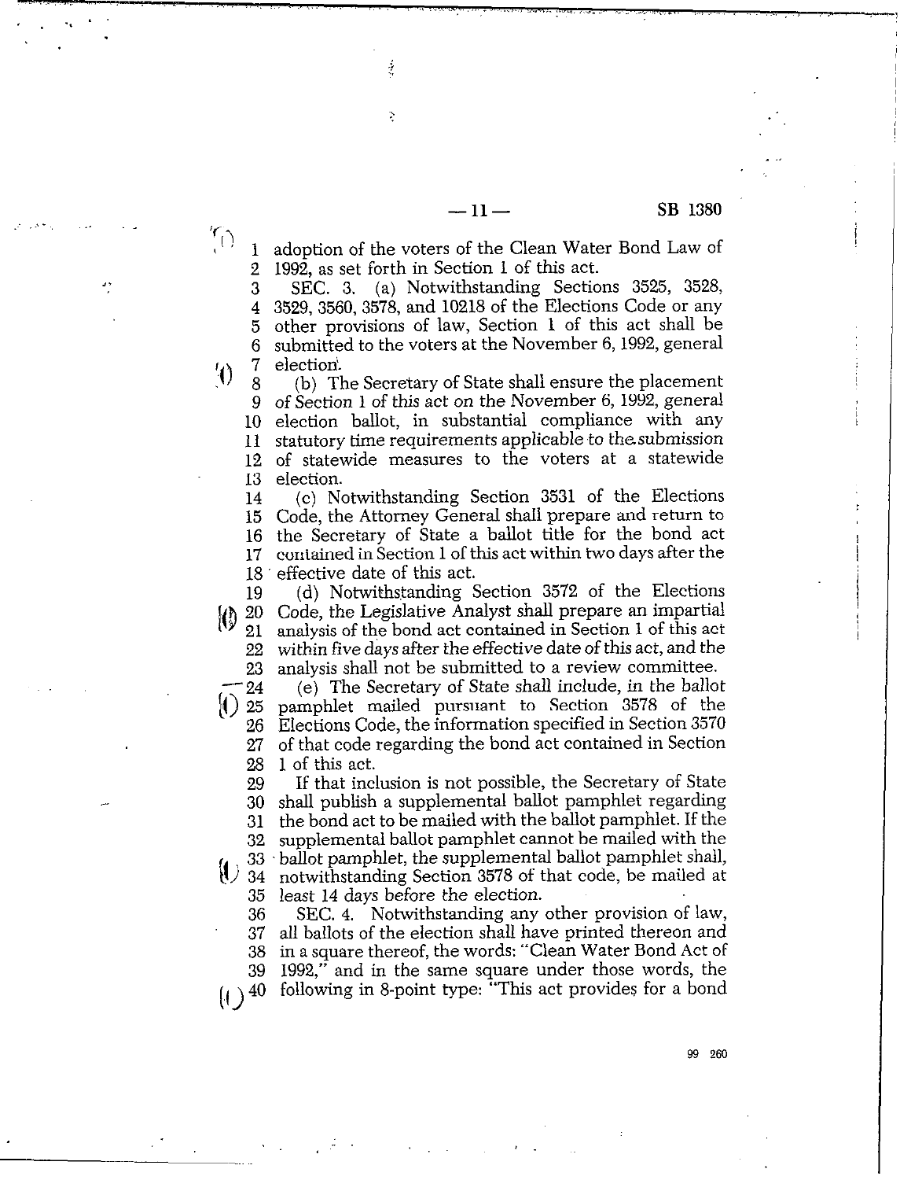adoption of the voters of the Clean Water Bond Law of 1992, as set forth in Section 1 of this act.

SEC. 3. (a) Notwithstanding Sections 3525, 3528, 3529, 3560, 3578, and 10218 of the Elections Code or any other provisions of law, Section 1 of this act shall be submitted to the voters at the November 6, 1992, general election.

(b) The Secretary of State shall ensure the placement of Section 1 of this act on the November 6, 1992, general election ballot, in substantial compliance with any statutory time requirements applicable to the submission of statewide measures to the voters at a statewide election.

(c) Notwithstanding Section 3531 of the Elections Code, the Attorney General shall prepare and return to the Secretary of State a ballot title for the bond act contained in Section 1 of this act within two days after the effective date of this act.

(d) Notwithstanding Section 3572 of the Elections Code, the Legislative Analyst shall prepare an impartial analysis of the bond act contained in Section 1 of this act within five days after the effective date of this act, and the analysis shall not be submitted to a review committee.

(e) The Secretary of State shall include, in the ballot pamphlet mailed pursuant to Section 3578 of the Elections Code, the information specified in Section 3570 of that code regarding the bond act contained in Section 1 of this act.

If that inclusion is not possible, the Secretary of State shall publish a supplemental ballot pamphlet regarding the bond act to be mailed with the ballot pamphlet. If the supplemental ballot pamphlet cannot be mailed with the ballot pamphlet, the supplemental ballot pamphlet shall, notwithstanding Section 3578 of that code, be mailed at least 14 days before the election.

SEC. 4. Notwithstanding any other provision of law, all ballots of the election shall have printed thereon and in a square thereof, the words: "Clean Water Bond Act of 1992," and in the same square under those words, the following in 8-point type: "This act provides for a bond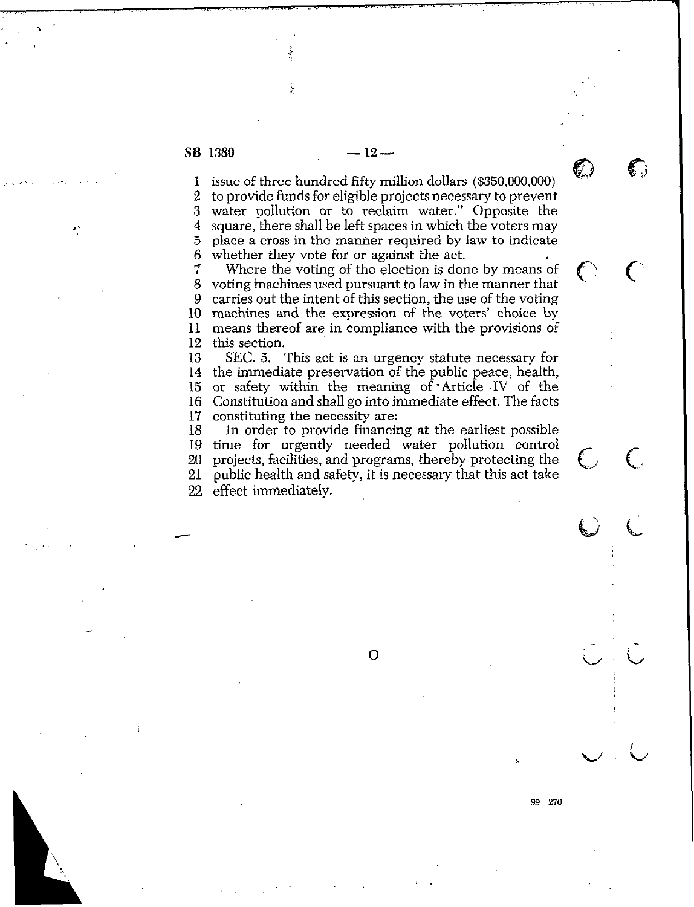issue of three hundred fifty million dollars ($350,000,000) to provide funds for eligible projects necessary to prevent water pollution or to reclaim water." Opposite the square, there shall be left spaces in which the voters may place a cross in the manner required by law to indicate whether they vote for or against the act.

Where the voting of the election is done by means of voting machines used pursuant to law in the manner that carries out the intent of this section, the use of the voting machines and the expression of the voters' choice by means thereof are in compliance with the provisions of this section.

SEC. 5. This act is an urgency statute necessary for the immediate preservation of the public peace, health, or safety within the meaning of Article IV of the Constitution and shall go into immediate effect. The facts constituting the necessity are:

In order to provide financing at the earliest possible time for urgently needed water pollution control projects, facilities, and programs, thereby protecting the public health and safety, it is necessary that this act take effect immediately.

O